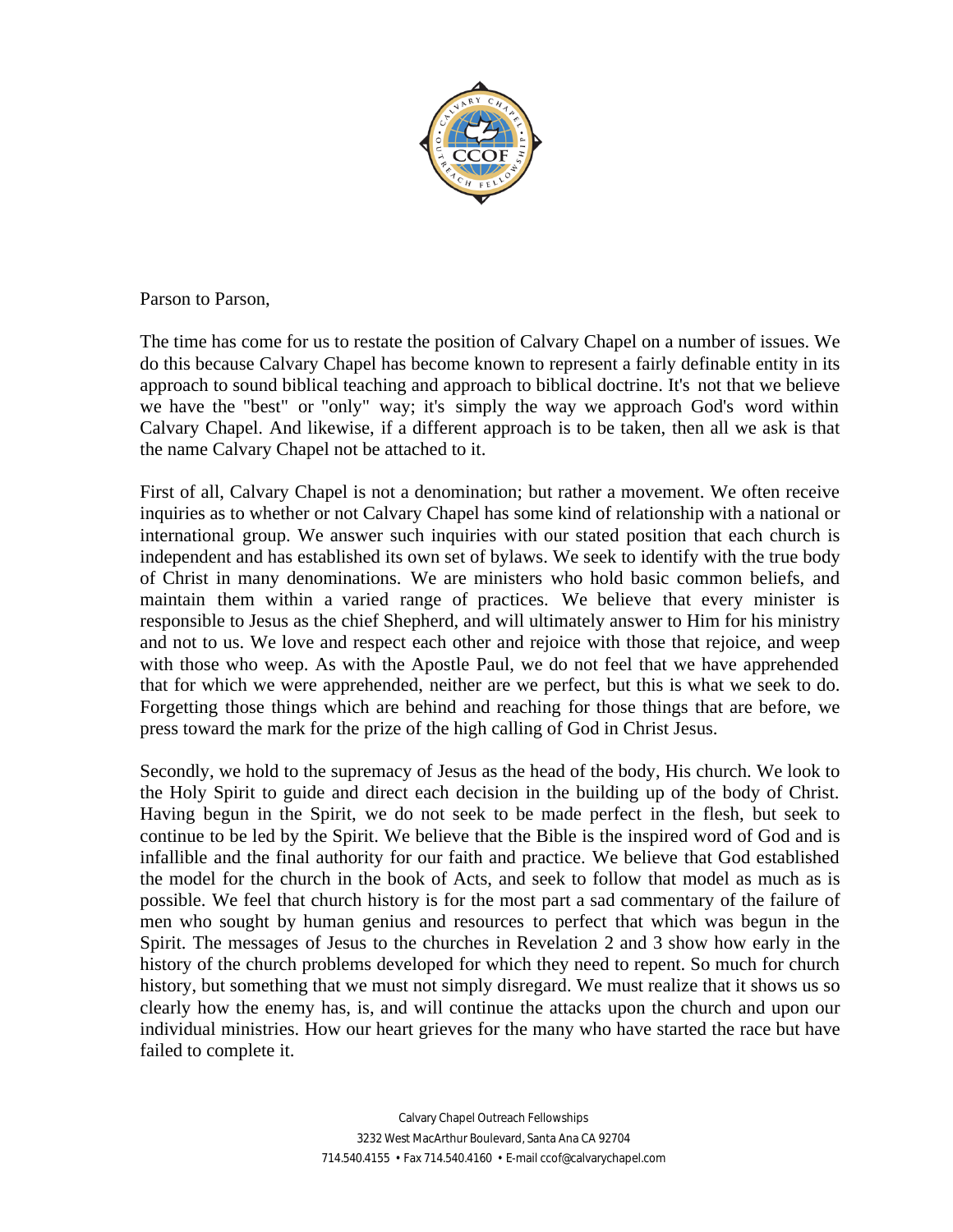Parson to Parson,

The time has come for us to restate the position of Calvary Chapel on a number of issues. We do this because Calvary Chapel has become known to represent a fairly definable entity in its approach to sound biblical teaching and approach to biblical doctrine. It's not that we believe we have the "best" or "only" way; it's simply the way we approach God's word within Calvary Chapel. And likewise, if a different approach is to be taken, then all we ask is that the name Calvary Chapel not be attached to it.

First of all, Calvary Chapel is not a denomination; but rather a movement. We often receive inquiries as to whether or not Calvary Chapel has some kind of relationship with a national or international group. We answer such inquiries with our stated position that each church is independent and has established its own set of bylaws. We seek to identify with the true body of Christ in many denominations. We are ministers who hold basic common beliefs, and maintain them within a varied range of practices. We believe that every minister is responsible to Jesus as the chief Shepherd, and will ultimately answer to Him for his ministry and not to us. We love and respect each other and rejoice with those that rejoice, and weep with those who weep. As with the Apostle Paul, we do not feel that we have apprehended that for which we were apprehended, neither are we perfect, but this is what we seek to do. Forgetting those things which are behind and reaching for those things that are before, we press toward the mark for the prize of the high calling of God in Christ Jesus.

Secondly, we hold to the supremacy of Jesus as the head of the body, His church. We look to the Holy Spirit to guide and direct each decision in the building up of the body of Christ. Having begun in the Spirit, we do not seek to be made perfect in the flesh, but seek to continue to be led by the Spirit. We believe that the Bible is the inspired word of God and is infallible and the final authority for our faith and practice. We believe that God established the model for the church in the book of Acts, and seek to follow that model as much as is possible. We feel that church history is for the most part a sad commentary of the failure of men who sought by human genius and resources to perfect that which was begun in the Spirit. The messages of Jesus to the churches in Revelation 2 and 3 show how early in the history of the church problems developed for which they need to repent. So much for church history, but something that we must not simply disregard. We must realize that it shows us so clearly how the enemy has, is, and will continue the attacks upon the church and upon our individual ministries. How our heart grieves for the many who have started the race but have failed to complete it.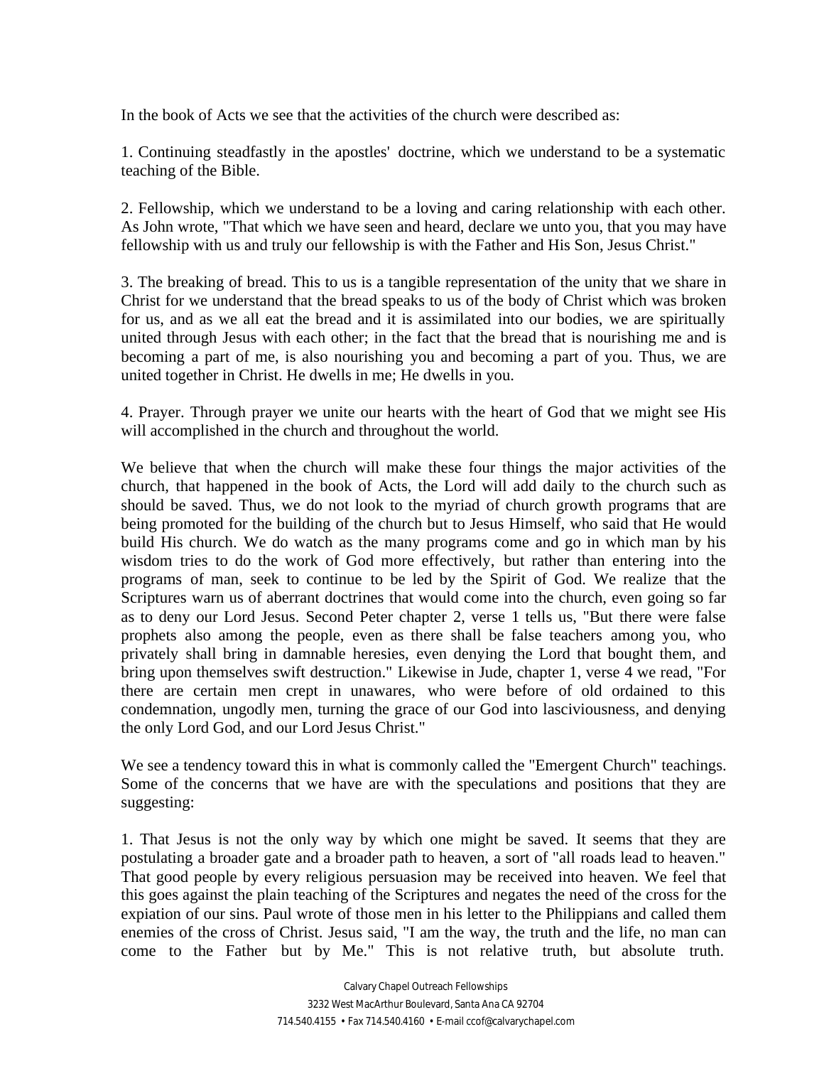In the book of Acts we see that the activities of the church were described as:

1. Continuing steadfastly in the apostles' doctrine, which we understand to be a systematic teaching of the Bible.

2. Fellowship, which we understand to be a loving and caring relationship with each other. As John wrote, "That which we have seen and heard, declare we unto you, that you may have fellowship with us and truly our fellowship is with the Father and His Son, Jesus Christ."

3. The breaking of bread. This to us is a tangible representation of the unity that we share in Christ for we understand that the bread speaks to us of the body of Christ which was broken for us, and as we all eat the bread and it is assimilated into our bodies, we are spiritually united through Jesus with each other; in the fact that the bread that is nourishing me and is becoming a part of me, is also nourishing you and becoming a part of you. Thus, we are united together in Christ. He dwells in me; He dwells in you.

4. Prayer. Through prayer we unite our hearts with the heart of God that we might see His will accomplished in the church and throughout the world.

We believe that when the church will make these four things the major activities of the church, that happened in the book of Acts, the Lord will add daily to the church such as should be saved. Thus, we do not look to the myriad of church growth programs that are being promoted for the building of the church but to Jesus Himself, who said that He would build His church. We do watch as the many programs come and go in which man by his wisdom tries to do the work of God more effectively, but rather than entering into the programs of man, seek to continue to be led by the Spirit of God. We realize that the Scriptures warn us of aberrant doctrines that would come into the church, even going so far as to deny our Lord Jesus. Second Peter chapter 2, verse 1 tells us, "But there were false prophets also among the people, even as there shall be false teachers among you, who privately shall bring in damnable heresies, even denying the Lord that bought them, and bring upon themselves swift destruction." Likewise in Jude, chapter 1, verse 4 we read, "For there are certain men crept in unawares, who were before of old ordained to this condemnation, ungodly men, turning the grace of our God into lasciviousness, and denying the only Lord God, and our Lord Jesus Christ."

We see a tendency toward this in what is commonly called the "Emergent Church" teachings. Some of the concerns that we have are with the speculations and positions that they are suggesting:

1. That Jesus is not the only way by which one might be saved. It seems that they are postulating a broader gate and a broader path to heaven, a sort of "all roads lead to heaven." That good people by every religious persuasion may be received into heaven. We feel that this goes against the plain teaching of the Scriptures and negates the need of the cross for the expiation of our sins. Paul wrote of those men in his letter to the Philippians and called them enemies of the cross of Christ. Jesus said, "I am the way, the truth and the life, no man can come to the Father but by Me." This is not relative truth, but absolute truth.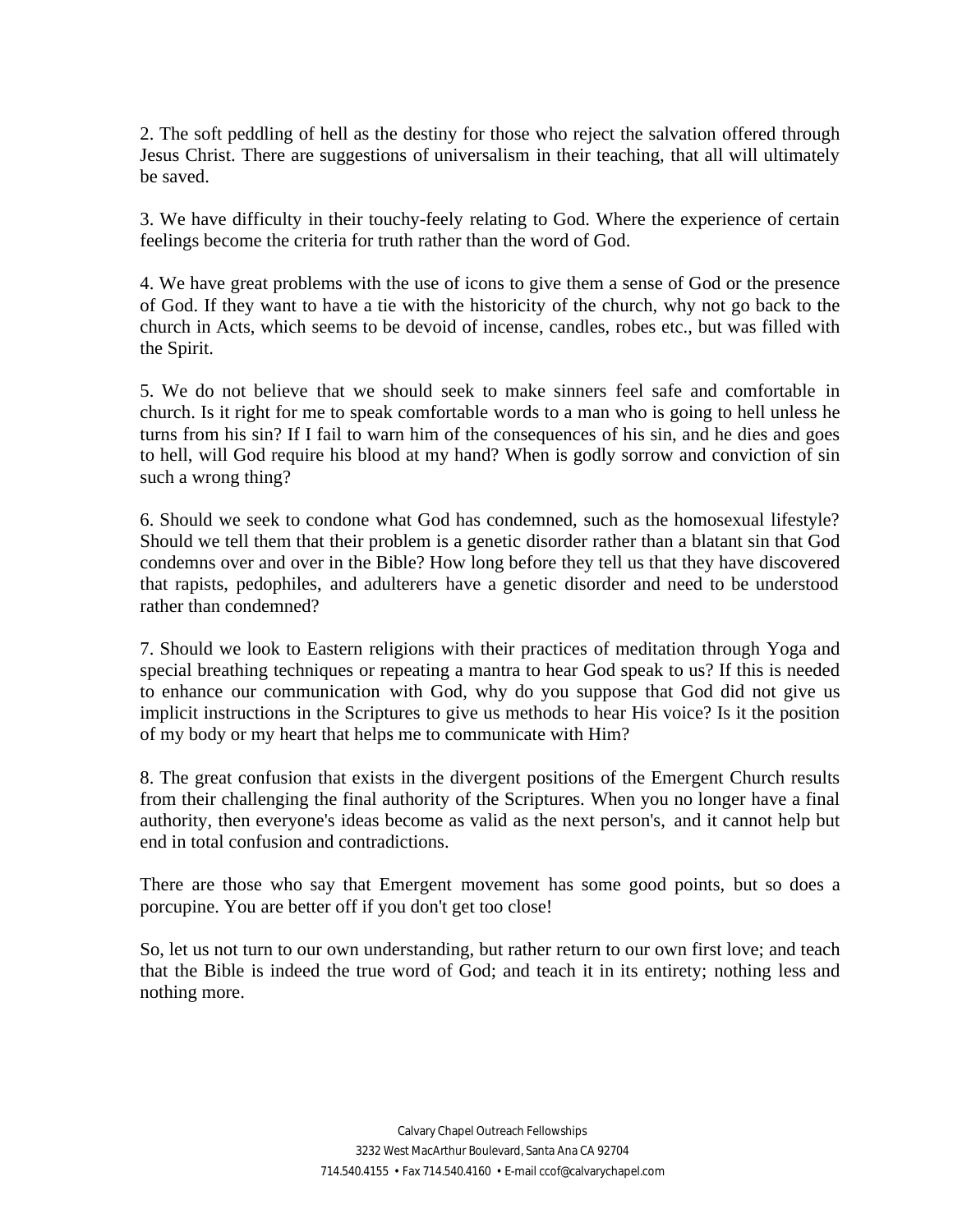2. The soft peddling of hell as the destiny for those who reject the salvation offered through Jesus Christ. There are suggestions of universalism in their teaching, that all will ultimately be saved.

3. We have difficulty in their touchy-feely relating to God. Where the experience of certain feelings become the criteria for truth rather than the word of God.

4. We have great problems with the use of icons to give them a sense of God or the presence of God. If they want to have a tie with the historicity of the church, why not go back to the church in Acts, which seems to be devoid of incense, candles, robes etc., but was filled with the Spirit.

5. We do not believe that we should seek to make sinners feel safe and comfortable in church. Is it right for me to speak comfortable words to a man who is going to hell unless he turns from his sin? If I fail to warn him of the consequences of his sin, and he dies and goes to hell, will God require his blood at my hand? When is godly sorrow and conviction of sin such a wrong thing?

6. Should we seek to condone what God has condemned, such as the homosexual lifestyle? Should we tell them that their problem is a genetic disorder rather than a blatant sin that God condemns over and over in the Bible? How long before they tell us that they have discovered that rapists, pedophiles, and adulterers have a genetic disorder and need to be understood rather than condemned?

7. Should we look to Eastern religions with their practices of meditation through Yoga and special breathing techniques or repeating a mantra to hear God speak to us? If this is needed to enhance our communication with God, why do you suppose that God did not give us implicit instructions in the Scriptures to give us methods to hear His voice? Is it the position of my body or my heart that helps me to communicate with Him?

8. The great confusion that exists in the divergent positions of the Emergent Church results from their challenging the final authority of the Scriptures. When you no longer have a final authority, then everyone's ideas become as valid as the next person's, and it cannot help but end in total confusion and contradictions.

There are those who say that Emergent movement has some good points, but so does a porcupine. You are better off if you don't get too close!

So, let us not turn to our own understanding, but rather return to our own first love; and teach that the Bible is indeed the true word of God; and teach it in its entirety; nothing less and nothing more.

Calvary Chapel Outreach Fellowships
3232 West MacArthur Boulevard, Santa Ana CA 92704
714.540.4155 • Fax 714.540.4160 • E-mail ccof@calvarychapel.com